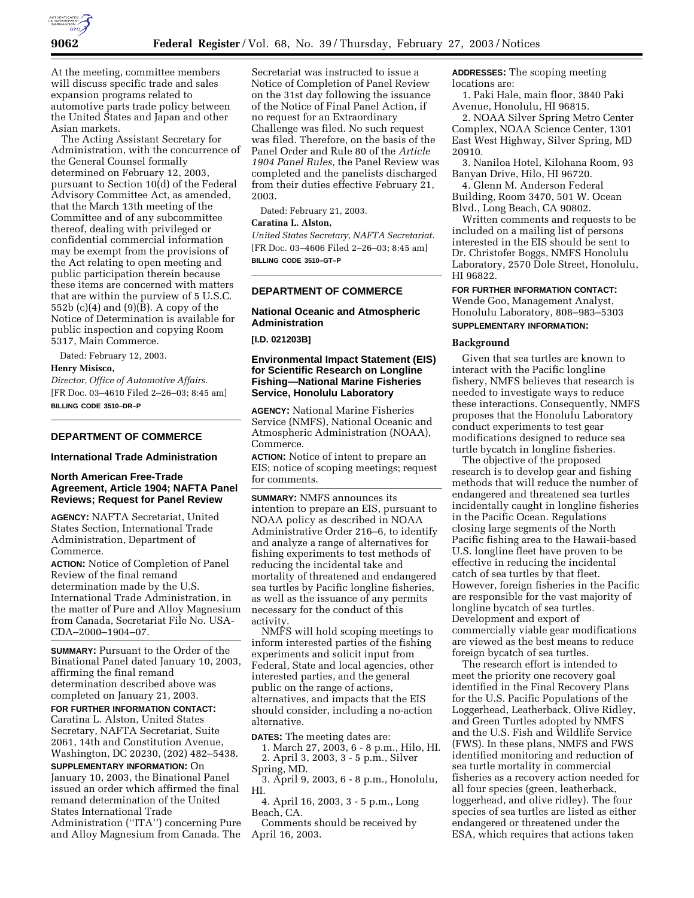At the meeting, committee members will discuss specific trade and sales expansion programs related to automotive parts trade policy between the United States and Japan and other Asian markets.

The Acting Assistant Secretary for Administration, with the concurrence of the General Counsel formally determined on February 12, 2003, pursuant to Section 10(d) of the Federal Advisory Committee Act, as amended, that the March 13th meeting of the Committee and of any subcommittee thereof, dealing with privileged or confidential commercial information may be exempt from the provisions of the Act relating to open meeting and public participation therein because these items are concerned with matters that are within the purview of 5 U.S.C. 552b (c)(4) and (9)(B). A copy of the Notice of Determination is available for public inspection and copying Room 5317, Main Commerce.

Dated: February 12, 2003.

**Henry Misisco,**

*Director, Office of Automotive Affairs.*

[FR Doc. 03–4610 Filed 2–26–03; 8:45 am]

**BILLING CODE 3510–DR–P**

## DEPARTMENT OF COMMERCE

### International Trade Administration

### North American Free-Trade Agreement, Article 1904; NAFTA Panel Reviews; Request for Panel Review

**AGENCY:** NAFTA Secretariat, United States Section, International Trade Administration, Department of Commerce.

**ACTION:** Notice of Completion of Panel Review of the final remand determination made by the U.S. International Trade Administration, in the matter of Pure and Alloy Magnesium from Canada, Secretariat File No. USA-CDA–2000–1904–07.

**SUMMARY:** Pursuant to the Order of the Binational Panel dated January 10, 2003, affirming the final remand determination described above was completed on January 21, 2003.

**FOR FURTHER INFORMATION CONTACT:** Caratina L. Alston, United States Secretary, NAFTA Secretariat, Suite 2061, 14th and Constitution Avenue, Washington, DC 20230, (202) 482–5438.

**SUPPLEMENTARY INFORMATION:** On January 10, 2003, the Binational Panel issued an order which affirmed the final remand determination of the United States International Trade Administration (''ITA'') concerning Pure and Alloy Magnesium from Canada. The Secretariat was instructed to issue a Notice of Completion of Panel Review on the 31st day following the issuance of the Notice of Final Panel Action, if no request for an Extraordinary Challenge was filed. No such request was filed. Therefore, on the basis of the Panel Order and Rule 80 of the *Article 1904 Panel Rules,* the Panel Review was completed and the panelists discharged from their duties effective February 21, 2003.

Dated: February 21, 2003.

**Caratina L. Alston,**

*United States Secretary, NAFTA Secretariat.*

[FR Doc. 03–4606 Filed 2–26–03; 8:45 am]

**BILLING CODE 3510–GT–P**

## DEPARTMENT OF COMMERCE

### National Oceanic and Atmospheric Administration

**[I.D. 021203B]**

### Environmental Impact Statement (EIS) for Scientific Research on Longline Fishing—National Marine Fisheries Service, Honolulu Laboratory

**AGENCY:** National Marine Fisheries Service (NMFS), National Oceanic and Atmospheric Administration (NOAA), Commerce.

**ACTION:** Notice of intent to prepare an EIS; notice of scoping meetings; request for comments.

**SUMMARY:** NMFS announces its intention to prepare an EIS, pursuant to NOAA policy as described in NOAA Administrative Order 216–6, to identify and analyze a range of alternatives for fishing experiments to test methods of reducing the incidental take and mortality of threatened and endangered sea turtles by Pacific longline fisheries, as well as the issuance of any permits necessary for the conduct of this activity.

NMFS will hold scoping meetings to inform interested parties of the fishing experiments and solicit input from Federal, State and local agencies, other interested parties, and the general public on the range of actions, alternatives, and impacts that the EIS should consider, including a no-action alternative.

**DATES:** The meeting dates are:

1. March 27, 2003, 6 - 8 p.m., Hilo, HI.
2. April 3, 2003, 3 - 5 p.m., Silver Spring, MD.
3. April 9, 2003, 6 - 8 p.m., Honolulu, HI.
4. April 16, 2003, 3 - 5 p.m., Long Beach, CA.

Comments should be received by April 16, 2003.

**ADDRESSES:** The scoping meeting locations are:

1. Paki Hale, main floor, 3840 Paki Avenue, Honolulu, HI 96815.
2. NOAA Silver Spring Metro Center Complex, NOAA Science Center, 1301 East West Highway, Silver Spring, MD 20910.
3. Naniloa Hotel, Kilohana Room, 93 Banyan Drive, Hilo, HI 96720.
4. Glenn M. Anderson Federal Building, Room 3470, 501 W. Ocean Blvd., Long Beach, CA 90802.

Written comments and requests to be included on a mailing list of persons interested in the EIS should be sent to Dr. Christofer Boggs, NMFS Honolulu Laboratory, 2570 Dole Street, Honolulu, HI 96822.

**FOR FURTHER INFORMATION CONTACT:** Wende Goo, Management Analyst, Honolulu Laboratory, 808–983–5303

**SUPPLEMENTARY INFORMATION:**

#### Background

Given that sea turtles are known to interact with the Pacific longline fishery, NMFS believes that research is needed to investigate ways to reduce these interactions. Consequently, NMFS proposes that the Honolulu Laboratory conduct experiments to test gear modifications designed to reduce sea turtle bycatch in longline fisheries.

The objective of the proposed research is to develop gear and fishing methods that will reduce the number of endangered and threatened sea turtles incidentally caught in longline fisheries in the Pacific Ocean. Regulations closing large segments of the North Pacific fishing area to the Hawaii-based U.S. longline fleet have proven to be effective in reducing the incidental catch of sea turtles by that fleet. However, foreign fisheries in the Pacific are responsible for the vast majority of longline bycatch of sea turtles. Development and export of commercially viable gear modifications are viewed as the best means to reduce foreign bycatch of sea turtles.

The research effort is intended to meet the priority one recovery goal identified in the Final Recovery Plans for the U.S. Pacific Populations of the Loggerhead, Leatherback, Olive Ridley, and Green Turtles adopted by NMFS and the U.S. Fish and Wildlife Service (FWS). In these plans, NMFS and FWS identified monitoring and reduction of sea turtle mortality in commercial fisheries as a recovery action needed for all four species (green, leatherback, loggerhead, and olive ridley). The four species of sea turtles are listed as either endangered or threatened under the ESA, which requires that actions taken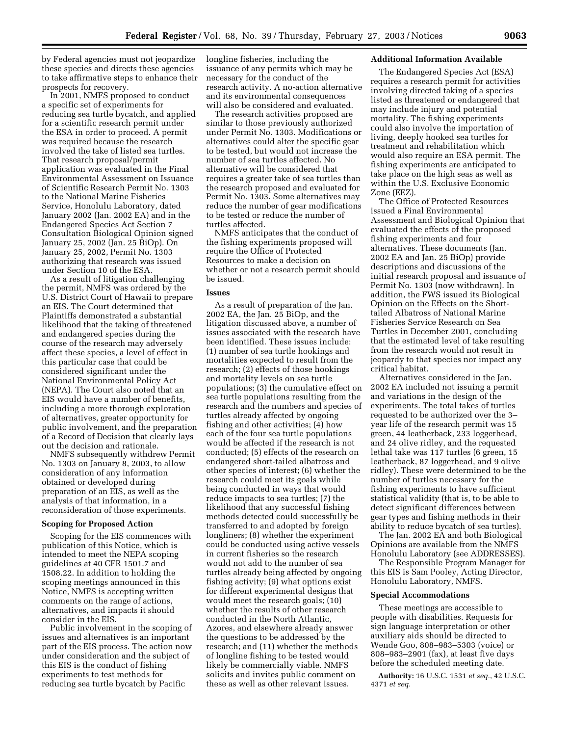by Federal agencies must not jeopardize these species and directs these agencies to take affirmative steps to enhance their prospects for recovery.

In 2001, NMFS proposed to conduct a specific set of experiments for reducing sea turtle bycatch, and applied for a scientific research permit under the ESA in order to proceed. A permit was required because the research involved the take of listed sea turtles. That research proposal/permit application was evaluated in the Final Environmental Assessment on Issuance of Scientific Research Permit No. 1303 to the National Marine Fisheries Service, Honolulu Laboratory, dated January 2002 (Jan. 2002 EA) and in the Endangered Species Act Section 7 Consultation Biological Opinion signed January 25, 2002 (Jan. 25 BiOp). On January 25, 2002, Permit No. 1303 authorizing that research was issued under Section 10 of the ESA.

As a result of litigation challenging the permit, NMFS was ordered by the U.S. District Court of Hawaii to prepare an EIS. The Court determined that Plaintiffs demonstrated a substantial likelihood that the taking of threatened and endangered species during the course of the research may adversely affect these species, a level of effect in this particular case that could be considered significant under the National Environmental Policy Act (NEPA). The Court also noted that an EIS would have a number of benefits, including a more thorough exploration of alternatives, greater opportunity for public involvement, and the preparation of a Record of Decision that clearly lays out the decision and rationale.

NMFS subsequently withdrew Permit No. 1303 on January 8, 2003, to allow consideration of any information obtained or developed during preparation of an EIS, as well as the analysis of that information, in a reconsideration of those experiments.

## Scoping for Proposed Action

Scoping for the EIS commences with publication of this Notice, which is intended to meet the NEPA scoping guidelines at 40 CFR 1501.7 and 1508.22. In addition to holding the scoping meetings announced in this Notice, NMFS is accepting written comments on the range of actions, alternatives, and impacts it should consider in the EIS.

Public involvement in the scoping of issues and alternatives is an important part of the EIS process. The action now under consideration and the subject of this EIS is the conduct of fishing experiments to test methods for reducing sea turtle bycatch by Pacific longline fisheries, including the issuance of any permits which may be necessary for the conduct of the research activity. A no-action alternative and its environmental consequences will also be considered and evaluated.

The research activities proposed are similar to those previously authorized under Permit No. 1303. Modifications or alternatives could alter the specific gear to be tested, but would not increase the number of sea turtles affected. No alternative will be considered that requires a greater take of sea turtles than the research proposed and evaluated for Permit No. 1303. Some alternatives may reduce the number of gear modifications to be tested or reduce the number of turtles affected.

NMFS anticipates that the conduct of the fishing experiments proposed will require the Office of Protected Resources to make a decision on whether or not a research permit should be issued.

## Issues

As a result of preparation of the Jan. 2002 EA, the Jan. 25 BiOp, and the litigation discussed above, a number of issues associated with the research have been identified. These issues include: (1) number of sea turtle hookings and mortalities expected to result from the research; (2) effects of those hookings and mortality levels on sea turtle populations; (3) the cumulative effect on sea turtle populations resulting from the research and the numbers and species of turtles already affected by ongoing fishing and other activities; (4) how each of the four sea turtle populations would be affected if the research is not conducted; (5) effects of the research on endangered short-tailed albatross and other species of interest; (6) whether the research could meet its goals while being conducted in ways that would reduce impacts to sea turtles; (7) the likelihood that any successful fishing methods detected could successfully be transferred to and adopted by foreign longliners; (8) whether the experiment could be conducted using active vessels in current fisheries so the research would not add to the number of sea turtles already being affected by ongoing fishing activity; (9) what options exist for different experimental designs that would meet the research goals; (10) whether the results of other research conducted in the North Atlantic, Azores, and elsewhere already answer the questions to be addressed by the research; and (11) whether the methods of longline fishing to be tested would likely be commercially viable. NMFS solicits and invites public comment on these as well as other relevant issues.

## Additional Information Available

The Endangered Species Act (ESA) requires a research permit for activities involving directed taking of a species listed as threatened or endangered that may include injury and potential mortality. The fishing experiments could also involve the importation of living, deeply hooked sea turtles for treatment and rehabilitation which would also require an ESA permit. The fishing experiments are anticipated to take place on the high seas as well as within the U.S. Exclusive Economic Zone (EEZ).

The Office of Protected Resources issued a Final Environmental Assessment and Biological Opinion that evaluated the effects of the proposed fishing experiments and four alternatives. These documents (Jan. 2002 EA and Jan. 25 BiOp) provide descriptions and discussions of the initial research proposal and issuance of Permit No. 1303 (now withdrawn). In addition, the FWS issued its Biological Opinion on the Effects on the Short-tailed Albatross of National Marine Fisheries Service Research on Sea Turtles in December 2001, concluding that the estimated level of take resulting from the research would not result in jeopardy to that species nor impact any critical habitat.

Alternatives considered in the Jan. 2002 EA included not issuing a permit and variations in the design of the experiments. The total takes of turtles requested to be authorized over the 3–year life of the research permit was 15 green, 44 leatherback, 233 loggerhead, and 24 olive ridley, and the requested lethal take was 117 turtles (6 green, 15 leatherback, 87 loggerhead, and 9 olive ridley). These were determined to be the number of turtles necessary for the fishing experiments to have sufficient statistical validity (that is, to be able to detect significant differences between gear types and fishing methods in their ability to reduce bycatch of sea turtles).

The Jan. 2002 EA and both Biological Opinions are available from the NMFS Honolulu Laboratory (see ADDRESSES).

The Responsible Program Manager for this EIS is Sam Pooley, Acting Director, Honolulu Laboratory, NMFS.

## Special Accommodations

These meetings are accessible to people with disabilities. Requests for sign language interpretation or other auxiliary aids should be directed to Wende Goo, 808–983–5303 (voice) or 808–983–2901 (fax), at least five days before the scheduled meeting date.

**Authority:** 16 U.S.C. 1531 *et seq.*, 42 U.S.C. 4371 *et seq.*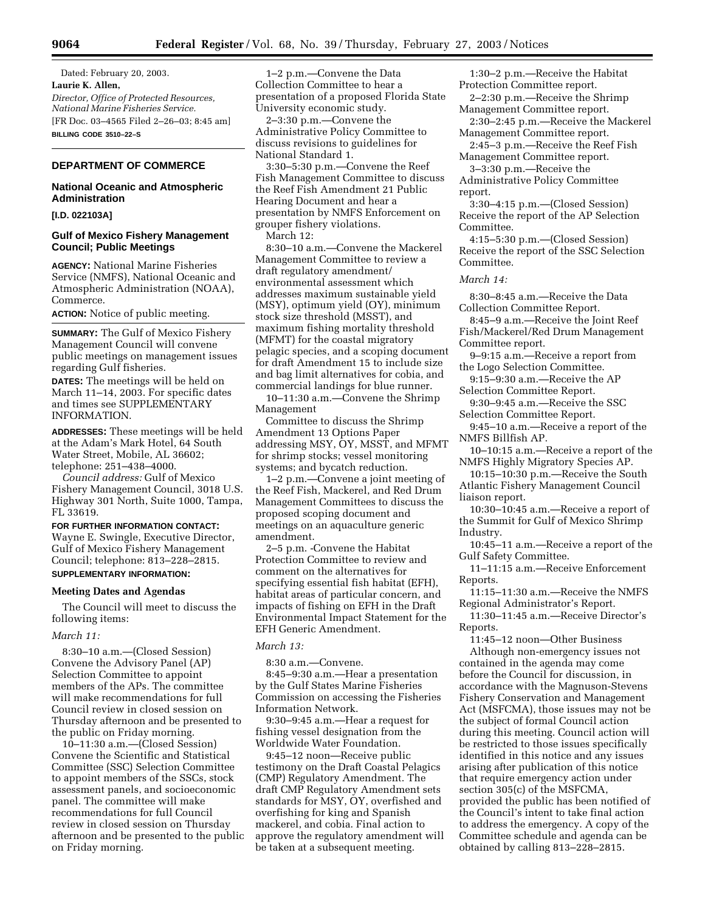Dated: February 20, 2003.

**Laurie K. Allen,**

*Director, Office of Protected Resources, National Marine Fisheries Service.*

[FR Doc. 03–4565 Filed 2–26–03; 8:45 am]

**BILLING CODE 3510–22–S**

## DEPARTMENT OF COMMERCE

### National Oceanic and Atmospheric Administration

**[I.D. 022103A]**

### Gulf of Mexico Fishery Management Council; Public Meetings

**AGENCY:** National Marine Fisheries Service (NMFS), National Oceanic and Atmospheric Administration (NOAA), Commerce.

**ACTION:** Notice of public meeting.

**SUMMARY:** The Gulf of Mexico Fishery Management Council will convene public meetings on management issues regarding Gulf fisheries.

**DATES:** The meetings will be held on March 11–14, 2003. For specific dates and times see SUPPLEMENTARY INFORMATION.

**ADDRESSES:** These meetings will be held at the Adam's Mark Hotel, 64 South Water Street, Mobile, AL 36602; telephone: 251–438–4000.

*Council address:* Gulf of Mexico Fishery Management Council, 3018 U.S. Highway 301 North, Suite 1000, Tampa, FL 33619.

**FOR FURTHER INFORMATION CONTACT:** Wayne E. Swingle, Executive Director, Gulf of Mexico Fishery Management Council; telephone: 813–228–2815.

**SUPPLEMENTARY INFORMATION:**

#### Meeting Dates and Agendas

The Council will meet to discuss the following items:

*March 11:*

8:30–10 a.m.—(Closed Session) Convene the Advisory Panel (AP) Selection Committee to appoint members of the APs. The committee will make recommendations for full Council review in closed session on Thursday afternoon and be presented to the public on Friday morning.

10–11:30 a.m.—(Closed Session) Convene the Scientific and Statistical Committee (SSC) Selection Committee to appoint members of the SSCs, stock assessment panels, and socioeconomic panel. The committee will make recommendations for full Council review in closed session on Thursday afternoon and be presented to the public on Friday morning.

1–2 p.m.—Convene the Data Collection Committee to hear a presentation of a proposed Florida State University economic study.

2–3:30 p.m.—Convene the Administrative Policy Committee to discuss revisions to guidelines for National Standard 1.

3:30–5:30 p.m.—Convene the Reef Fish Management Committee to discuss the Reef Fish Amendment 21 Public Hearing Document and hear a presentation by NMFS Enforcement on grouper fishery violations.

March 12:

8:30–10 a.m.—Convene the Mackerel Management Committee to review a draft regulatory amendment/ environmental assessment which addresses maximum sustainable yield (MSY), optimum yield (OY), minimum stock size threshold (MSST), and maximum fishing mortality threshold (MFMT) for the coastal migratory pelagic species, and a scoping document for draft Amendment 15 to include size and bag limit alternatives for cobia, and commercial landings for blue runner.

10–11:30 a.m.—Convene the Shrimp Management

Committee to discuss the Shrimp Amendment 13 Options Paper addressing MSY, OY, MSST, and MFMT for shrimp stocks; vessel monitoring systems; and bycatch reduction.

1–2 p.m.—Convene a joint meeting of the Reef Fish, Mackerel, and Red Drum Management Committees to discuss the proposed scoping document and meetings on an aquaculture generic amendment.

2–5 p.m. -Convene the Habitat Protection Committee to review and comment on the alternatives for specifying essential fish habitat (EFH), habitat areas of particular concern, and impacts of fishing on EFH in the Draft Environmental Impact Statement for the EFH Generic Amendment.

*March 13:*

8:30 a.m.—Convene.

8:45–9:30 a.m.—Hear a presentation by the Gulf States Marine Fisheries Commission on accessing the Fisheries Information Network.

9:30–9:45 a.m.—Hear a request for fishing vessel designation from the Worldwide Water Foundation.

9:45–12 noon—Receive public testimony on the Draft Coastal Pelagics (CMP) Regulatory Amendment. The draft CMP Regulatory Amendment sets standards for MSY, OY, overfished and overfishing for king and Spanish mackerel, and cobia. Final action to approve the regulatory amendment will be taken at a subsequent meeting.

1:30–2 p.m.—Receive the Habitat Protection Committee report.

2–2:30 p.m.—Receive the Shrimp Management Committee report.

2:30–2:45 p.m.—Receive the Mackerel Management Committee report.

2:45–3 p.m.—Receive the Reef Fish Management Committee report.

3–3:30 p.m.—Receive the Administrative Policy Committee report.

3:30–4:15 p.m.—(Closed Session) Receive the report of the AP Selection Committee.

4:15–5:30 p.m.—(Closed Session) Receive the report of the SSC Selection Committee.

*March 14:*

8:30–8:45 a.m.—Receive the Data Collection Committee Report.

8:45–9 a.m.—Receive the Joint Reef Fish/Mackerel/Red Drum Management Committee report.

9–9:15 a.m.—Receive a report from the Logo Selection Committee.

9:15–9:30 a.m.—Receive the AP Selection Committee Report.

9:30–9:45 a.m.—Receive the SSC Selection Committee Report.

9:45–10 a.m.—Receive a report of the NMFS Billfish AP.

10–10:15 a.m.—Receive a report of the NMFS Highly Migratory Species AP.

10:15–10:30 p.m.—Receive the South Atlantic Fishery Management Council liaison report.

10:30–10:45 a.m.—Receive a report of the Summit for Gulf of Mexico Shrimp Industry.

10:45–11 a.m.—Receive a report of the Gulf Safety Committee.

11–11:15 a.m.—Receive Enforcement Reports.

11:15–11:30 a.m.—Receive the NMFS Regional Administrator's Report.

11:30–11:45 a.m.—Receive Director's Reports.

11:45–12 noon—Other Business

Although non-emergency issues not contained in the agenda may come before the Council for discussion, in accordance with the Magnuson-Stevens Fishery Conservation and Management Act (MSFCMA), those issues may not be the subject of formal Council action during this meeting. Council action will be restricted to those issues specifically identified in this notice and any issues arising after publication of this notice that require emergency action under section 305(c) of the MSFCMA, provided the public has been notified of the Council's intent to take final action to address the emergency. A copy of the Committee schedule and agenda can be obtained by calling 813–228–2815.